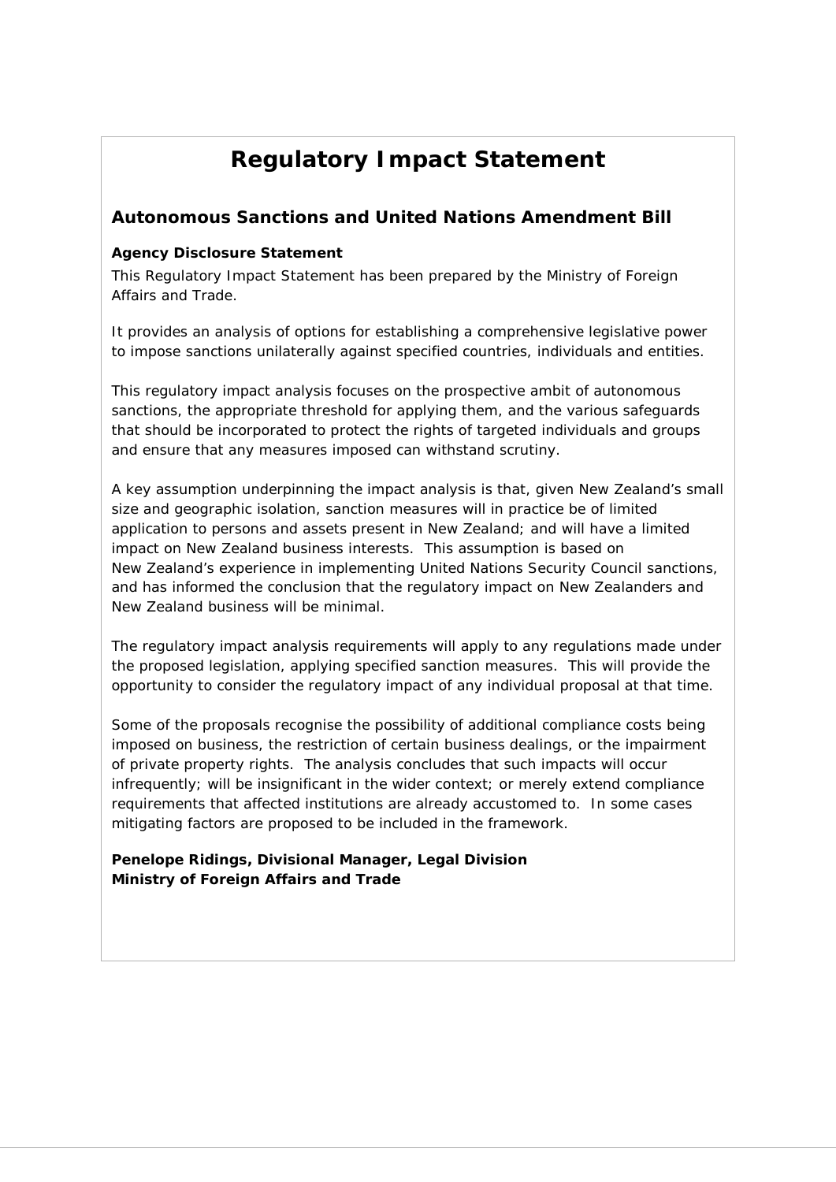# Regulatory Impact Statement

## Autonomous Sanctions and United Nations Amendment Bill

**Agency Disclosure Statement**

This Regulatory Impact Statement has been prepared by the Ministry of Foreign Affairs and Trade.

It provides an analysis of options for establishing a comprehensive legislative power to impose sanctions unilaterally against specified countries, individuals and entities.

This regulatory impact analysis focuses on the prospective ambit of autonomous sanctions, the appropriate threshold for applying them, and the various safeguards that should be incorporated to protect the rights of targeted individuals and groups and ensure that any measures imposed can withstand scrutiny.

A key assumption underpinning the impact analysis is that, given New Zealand's small size and geographic isolation, sanction measures will in practice be of limited application to persons and assets present in New Zealand; and will have a limited impact on New Zealand business interests. This assumption is based on New Zealand's experience in implementing United Nations Security Council sanctions, and has informed the conclusion that the regulatory impact on New Zealanders and New Zealand business will be minimal.

The regulatory impact analysis requirements will apply to any regulations made under the proposed legislation, applying specified sanction measures. This will provide the opportunity to consider the regulatory impact of any individual proposal at that time.

Some of the proposals recognise the possibility of additional compliance costs being imposed on business, the restriction of certain business dealings, or the impairment of private property rights. The analysis concludes that such impacts will occur infrequently; will be insignificant in the wider context; or merely extend compliance requirements that affected institutions are already accustomed to. In some cases mitigating factors are proposed to be included in the framework.

**Penelope Ridings, Divisional Manager, Legal Division**
**Ministry of Foreign Affairs and Trade**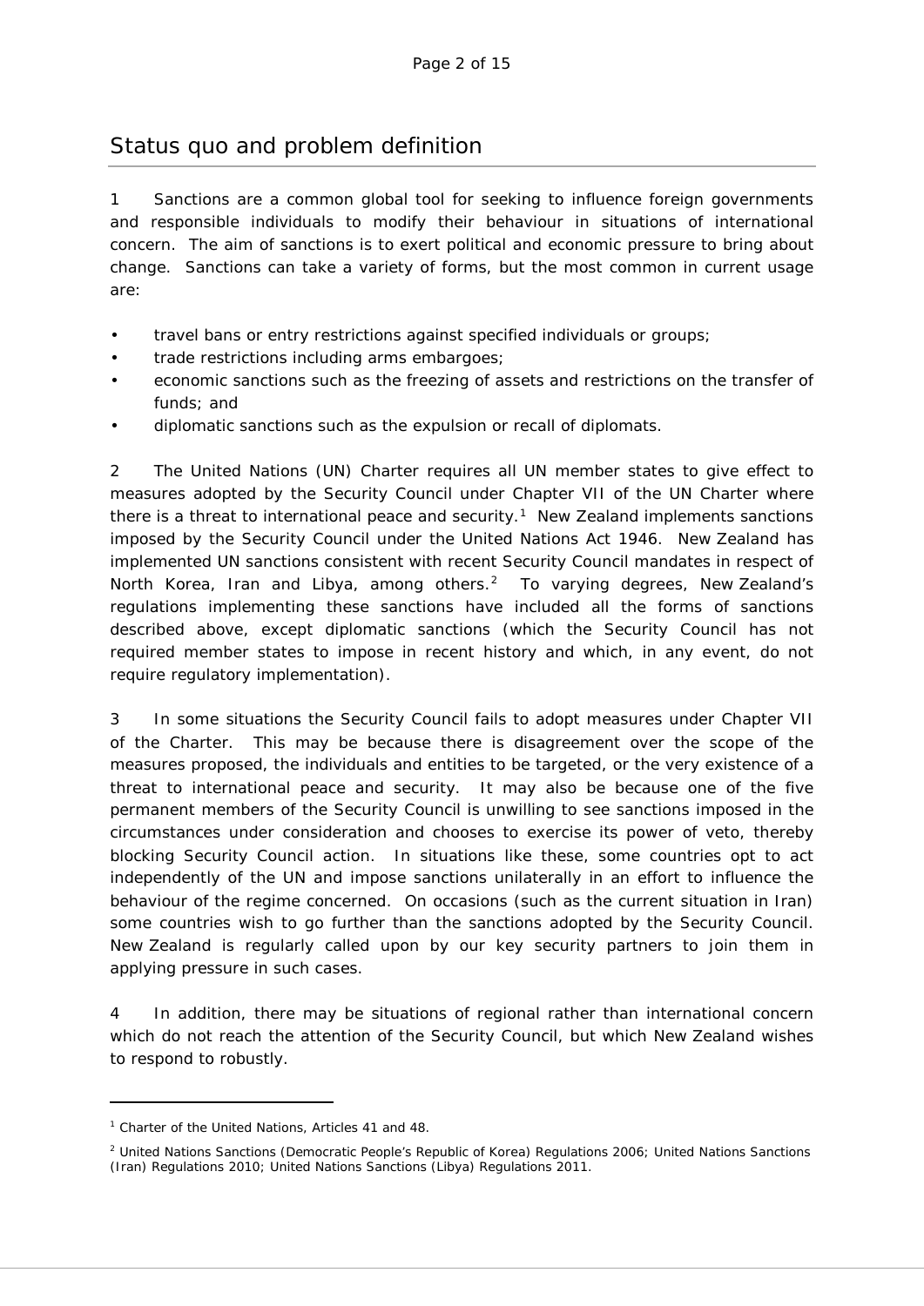## Status quo and problem definition

1 Sanctions are a common global tool for seeking to influence foreign governments and responsible individuals to modify their behaviour in situations of international concern. The aim of sanctions is to exert political and economic pressure to bring about change. Sanctions can take a variety of forms, but the most common in current usage are:

- travel bans or entry restrictions against specified individuals or groups;
- trade restrictions including arms embargoes;
- economic sanctions such as the freezing of assets and restrictions on the transfer of funds; and
- diplomatic sanctions such as the expulsion or recall of diplomats.

2 The United Nations (UN) Charter requires all UN member states to give effect to measures adopted by the Security Council under Chapter VII of the UN Charter where there is a threat to international peace and security.[1] New Zealand implements sanctions imposed by the Security Council under the United Nations Act 1946. New Zealand has implemented UN sanctions consistent with recent Security Council mandates in respect of North Korea, Iran and Libya, among others.[2] To varying degrees, New Zealand's regulations implementing these sanctions have included all the forms of sanctions described above, except diplomatic sanctions (which the Security Council has not required member states to impose in recent history and which, in any event, do not require regulatory implementation).

3 In some situations the Security Council fails to adopt measures under Chapter VII of the Charter. This may be because there is disagreement over the scope of the measures proposed, the individuals and entities to be targeted, or the very existence of a threat to international peace and security. It may also be because one of the five permanent members of the Security Council is unwilling to see sanctions imposed in the circumstances under consideration and chooses to exercise its power of veto, thereby blocking Security Council action. In situations like these, some countries opt to act independently of the UN and impose sanctions unilaterally in an effort to influence the behaviour of the regime concerned. On occasions (such as the current situation in Iran) some countries wish to go further than the sanctions adopted by the Security Council. New Zealand is regularly called upon by our key security partners to join them in applying pressure in such cases.

4 In addition, there may be situations of regional rather than international concern which do not reach the attention of the Security Council, but which New Zealand wishes to respond to robustly.

---

[1] Charter of the United Nations, Articles 41 and 48.

[2] United Nations Sanctions (Democratic People's Republic of Korea) Regulations 2006; United Nations Sanctions (Iran) Regulations 2010; United Nations Sanctions (Libya) Regulations 2011.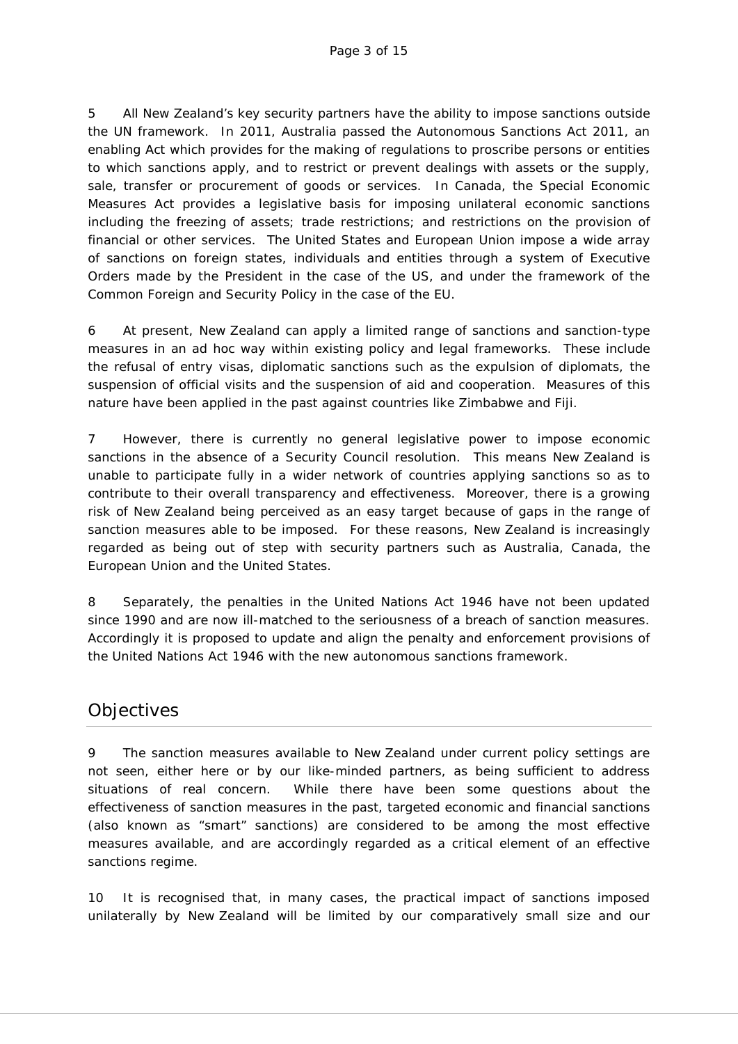5 All New Zealand's key security partners have the ability to impose sanctions outside the UN framework. In 2011, Australia passed the Autonomous Sanctions Act 2011, an enabling Act which provides for the making of regulations to proscribe persons or entities to which sanctions apply, and to restrict or prevent dealings with assets or the supply, sale, transfer or procurement of goods or services. In Canada, the Special Economic Measures Act provides a legislative basis for imposing unilateral economic sanctions including the freezing of assets; trade restrictions; and restrictions on the provision of financial or other services. The United States and European Union impose a wide array of sanctions on foreign states, individuals and entities through a system of Executive Orders made by the President in the case of the US, and under the framework of the Common Foreign and Security Policy in the case of the EU.

6 At present, New Zealand can apply a limited range of sanctions and sanction-type measures in an ad hoc way within existing policy and legal frameworks. These include the refusal of entry visas, diplomatic sanctions such as the expulsion of diplomats, the suspension of official visits and the suspension of aid and cooperation. Measures of this nature have been applied in the past against countries like Zimbabwe and Fiji.

7 However, there is currently no general legislative power to impose economic sanctions in the absence of a Security Council resolution. This means New Zealand is unable to participate fully in a wider network of countries applying sanctions so as to contribute to their overall transparency and effectiveness. Moreover, there is a growing risk of New Zealand being perceived as an easy target because of gaps in the range of sanction measures able to be imposed. For these reasons, New Zealand is increasingly regarded as being out of step with security partners such as Australia, Canada, the European Union and the United States.

8 Separately, the penalties in the United Nations Act 1946 have not been updated since 1990 and are now ill-matched to the seriousness of a breach of sanction measures. Accordingly it is proposed to update and align the penalty and enforcement provisions of the United Nations Act 1946 with the new autonomous sanctions framework.

## Objectives

9 The sanction measures available to New Zealand under current policy settings are not seen, either here or by our like-minded partners, as being sufficient to address situations of real concern. While there have been some questions about the effectiveness of sanction measures in the past, targeted economic and financial sanctions (also known as "smart" sanctions) are considered to be among the most effective measures available, and are accordingly regarded as a critical element of an effective sanctions regime.

10 It is recognised that, in many cases, the practical impact of sanctions imposed unilaterally by New Zealand will be limited by our comparatively small size and our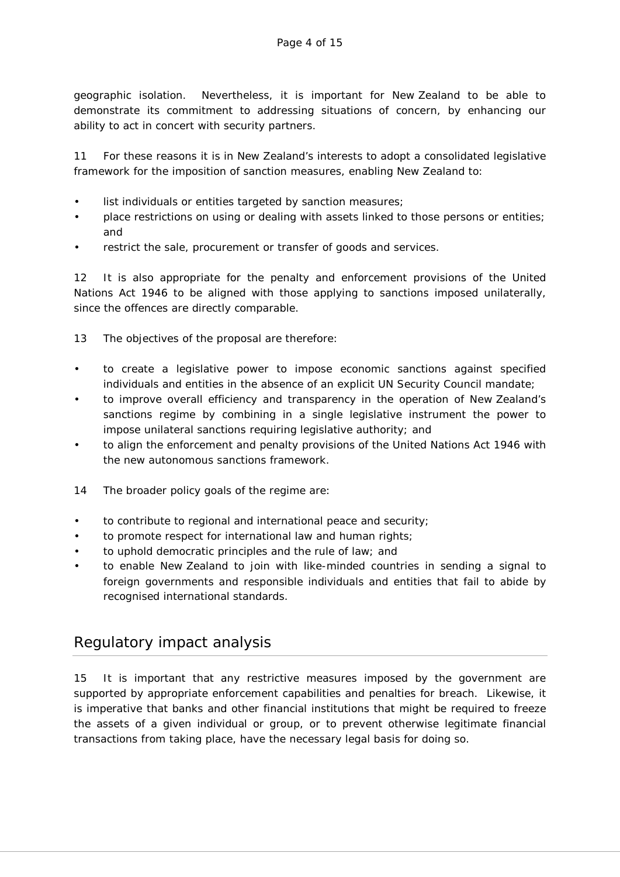geographic isolation. Nevertheless, it is important for New Zealand to be able to demonstrate its commitment to addressing situations of concern, by enhancing our ability to act in concert with security partners.

11 For these reasons it is in New Zealand's interests to adopt a consolidated legislative framework for the imposition of sanction measures, enabling New Zealand to:

- list individuals or entities targeted by sanction measures;
- place restrictions on using or dealing with assets linked to those persons or entities; and
- restrict the sale, procurement or transfer of goods and services.

12 It is also appropriate for the penalty and enforcement provisions of the United Nations Act 1946 to be aligned with those applying to sanctions imposed unilaterally, since the offences are directly comparable.

13 The objectives of the proposal are therefore:

- to create a legislative power to impose economic sanctions against specified individuals and entities in the absence of an explicit UN Security Council mandate;
- to improve overall efficiency and transparency in the operation of New Zealand's sanctions regime by combining in a single legislative instrument the power to impose unilateral sanctions requiring legislative authority; and
- to align the enforcement and penalty provisions of the United Nations Act 1946 with the new autonomous sanctions framework.

14 The broader policy goals of the regime are:

- to contribute to regional and international peace and security;
- to promote respect for international law and human rights;
- to uphold democratic principles and the rule of law; and
- to enable New Zealand to join with like-minded countries in sending a signal to foreign governments and responsible individuals and entities that fail to abide by recognised international standards.

## Regulatory impact analysis

15 It is important that any restrictive measures imposed by the government are supported by appropriate enforcement capabilities and penalties for breach. Likewise, it is imperative that banks and other financial institutions that might be required to freeze the assets of a given individual or group, or to prevent otherwise legitimate financial transactions from taking place, have the necessary legal basis for doing so.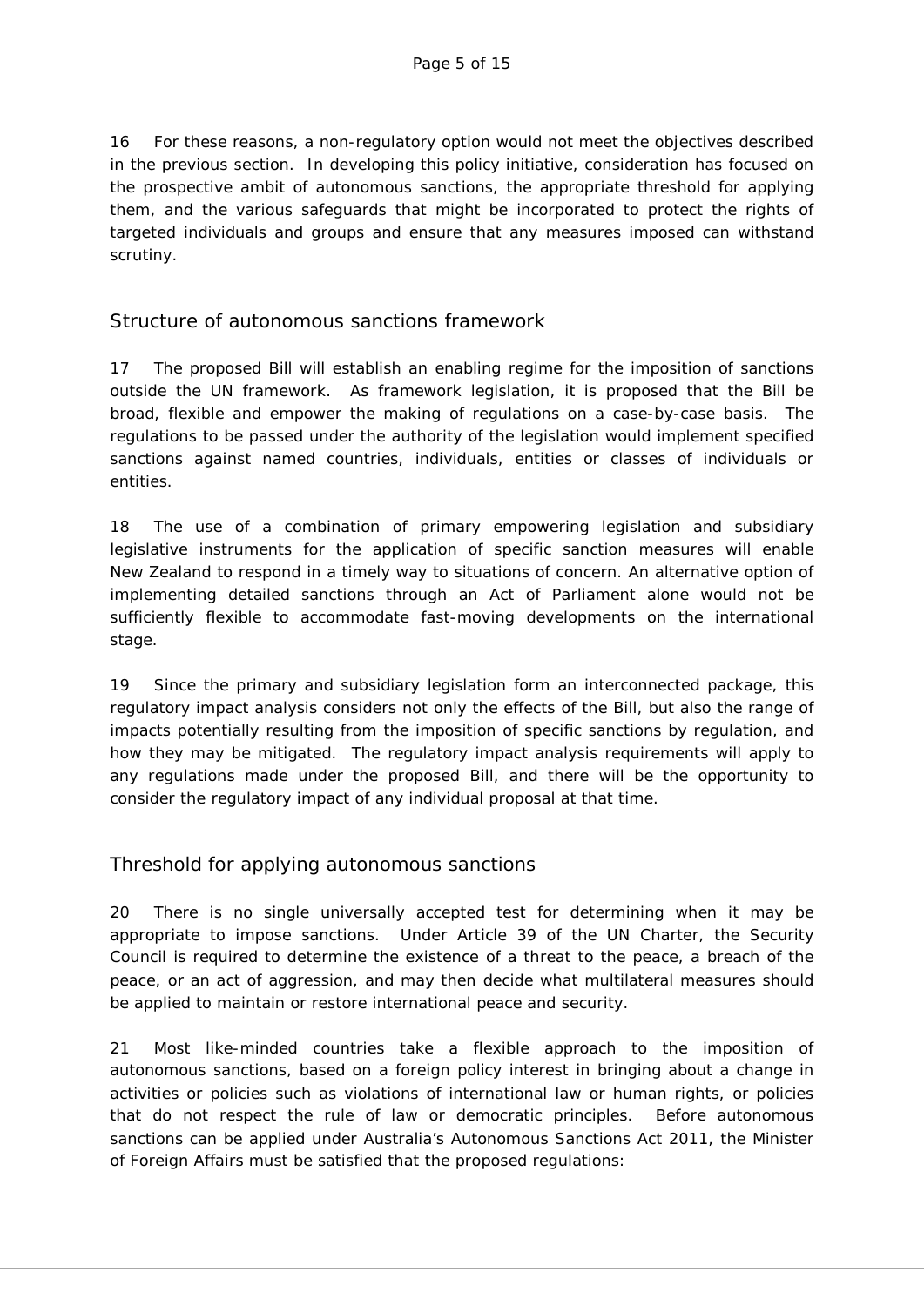16 For these reasons, a non-regulatory option would not meet the objectives described in the previous section. In developing this policy initiative, consideration has focused on the prospective ambit of autonomous sanctions, the appropriate threshold for applying them, and the various safeguards that might be incorporated to protect the rights of targeted individuals and groups and ensure that any measures imposed can withstand scrutiny.

## Structure of autonomous sanctions framework

17 The proposed Bill will establish an enabling regime for the imposition of sanctions outside the UN framework. As framework legislation, it is proposed that the Bill be broad, flexible and empower the making of regulations on a case-by-case basis. The regulations to be passed under the authority of the legislation would implement specified sanctions against named countries, individuals, entities or classes of individuals or entities.

18 The use of a combination of primary empowering legislation and subsidiary legislative instruments for the application of specific sanction measures will enable New Zealand to respond in a timely way to situations of concern. An alternative option of implementing detailed sanctions through an Act of Parliament alone would not be sufficiently flexible to accommodate fast-moving developments on the international stage.

19 Since the primary and subsidiary legislation form an interconnected package, this regulatory impact analysis considers not only the effects of the Bill, but also the range of impacts potentially resulting from the imposition of specific sanctions by regulation, and how they may be mitigated. The regulatory impact analysis requirements will apply to any regulations made under the proposed Bill, and there will be the opportunity to consider the regulatory impact of any individual proposal at that time.

## Threshold for applying autonomous sanctions

20 There is no single universally accepted test for determining when it may be appropriate to impose sanctions. Under Article 39 of the UN Charter, the Security Council is required to determine the existence of a threat to the peace, a breach of the peace, or an act of aggression, and may then decide what multilateral measures should be applied to maintain or restore international peace and security.

21 Most like-minded countries take a flexible approach to the imposition of autonomous sanctions, based on a foreign policy interest in bringing about a change in activities or policies such as violations of international law or human rights, or policies that do not respect the rule of law or democratic principles. Before autonomous sanctions can be applied under Australia's Autonomous Sanctions Act 2011, the Minister of Foreign Affairs must be satisfied that the proposed regulations: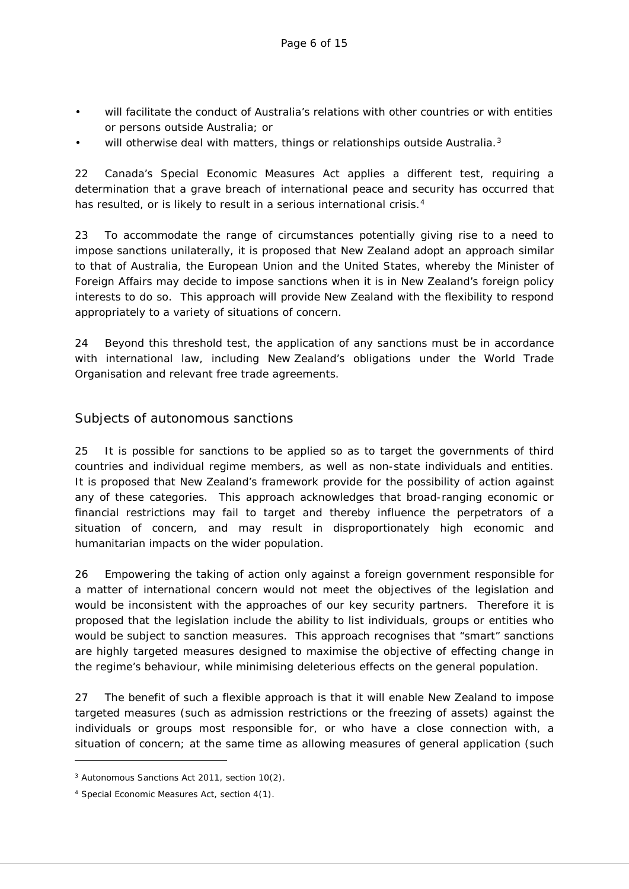- will facilitate the conduct of Australia's relations with other countries or with entities or persons outside Australia; or
- will otherwise deal with matters, things or relationships outside Australia.[3]

22 Canada's Special Economic Measures Act applies a different test, requiring a determination that a grave breach of international peace and security has occurred that has resulted, or is likely to result in a serious international crisis.[4]

23 To accommodate the range of circumstances potentially giving rise to a need to impose sanctions unilaterally, it is proposed that New Zealand adopt an approach similar to that of Australia, the European Union and the United States, whereby the Minister of Foreign Affairs may decide to impose sanctions when it is in New Zealand's foreign policy interests to do so. This approach will provide New Zealand with the flexibility to respond appropriately to a variety of situations of concern.

24 Beyond this threshold test, the application of any sanctions must be in accordance with international law, including New Zealand's obligations under the World Trade Organisation and relevant free trade agreements.

## Subjects of autonomous sanctions

25 It is possible for sanctions to be applied so as to target the governments of third countries and individual regime members, as well as non-state individuals and entities. It is proposed that New Zealand's framework provide for the possibility of action against any of these categories. This approach acknowledges that broad-ranging economic or financial restrictions may fail to target and thereby influence the perpetrators of a situation of concern, and may result in disproportionately high economic and humanitarian impacts on the wider population.

26 Empowering the taking of action only against a foreign government responsible for a matter of international concern would not meet the objectives of the legislation and would be inconsistent with the approaches of our key security partners. Therefore it is proposed that the legislation include the ability to list individuals, groups or entities who would be subject to sanction measures. This approach recognises that "smart" sanctions are highly targeted measures designed to maximise the objective of effecting change in the regime's behaviour, while minimising deleterious effects on the general population.

27 The benefit of such a flexible approach is that it will enable New Zealand to impose targeted measures (such as admission restrictions or the freezing of assets) against the individuals or groups most responsible for, or who have a close connection with, a situation of concern; at the same time as allowing measures of general application (such

---

[3] Autonomous Sanctions Act 2011, section 10(2).

[4] Special Economic Measures Act, section 4(1).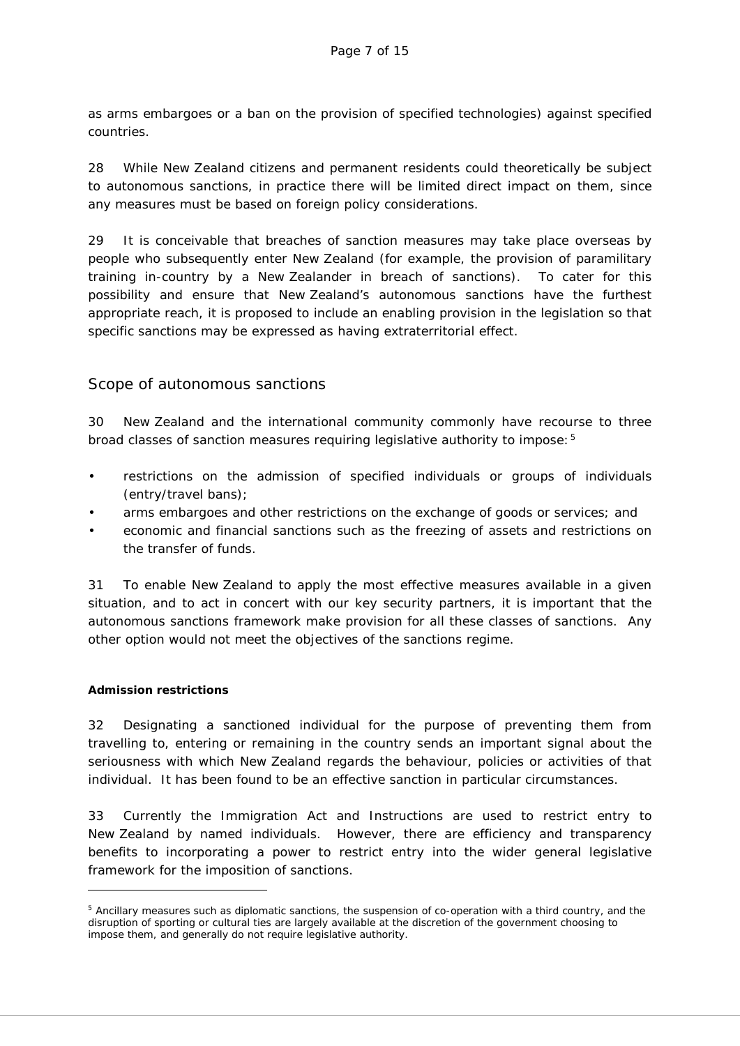as arms embargoes or a ban on the provision of specified technologies) against specified countries.

28 While New Zealand citizens and permanent residents could theoretically be subject to autonomous sanctions, in practice there will be limited direct impact on them, since any measures must be based on foreign policy considerations.

29 It is conceivable that breaches of sanction measures may take place overseas by people who subsequently enter New Zealand (for example, the provision of paramilitary training in-country by a New Zealander in breach of sanctions). To cater for this possibility and ensure that New Zealand's autonomous sanctions have the furthest appropriate reach, it is proposed to include an enabling provision in the legislation so that specific sanctions may be expressed as having extraterritorial effect.

## Scope of autonomous sanctions

30 New Zealand and the international community commonly have recourse to three broad classes of sanction measures requiring legislative authority to impose:[5]

- restrictions on the admission of specified individuals or groups of individuals (entry/travel bans);
- arms embargoes and other restrictions on the exchange of goods or services; and
- economic and financial sanctions such as the freezing of assets and restrictions on the transfer of funds.

31 To enable New Zealand to apply the most effective measures available in a given situation, and to act in concert with our key security partners, it is important that the autonomous sanctions framework make provision for all these classes of sanctions. Any other option would not meet the objectives of the sanctions regime.

### Admission restrictions

32 Designating a sanctioned individual for the purpose of preventing them from travelling to, entering or remaining in the country sends an important signal about the seriousness with which New Zealand regards the behaviour, policies or activities of that individual. It has been found to be an effective sanction in particular circumstances.

33 Currently the Immigration Act and Instructions are used to restrict entry to New Zealand by named individuals. However, there are efficiency and transparency benefits to incorporating a power to restrict entry into the wider general legislative framework for the imposition of sanctions.

[5] Ancillary measures such as diplomatic sanctions, the suspension of co-operation with a third country, and the disruption of sporting or cultural ties are largely available at the discretion of the government choosing to impose them, and generally do not require legislative authority.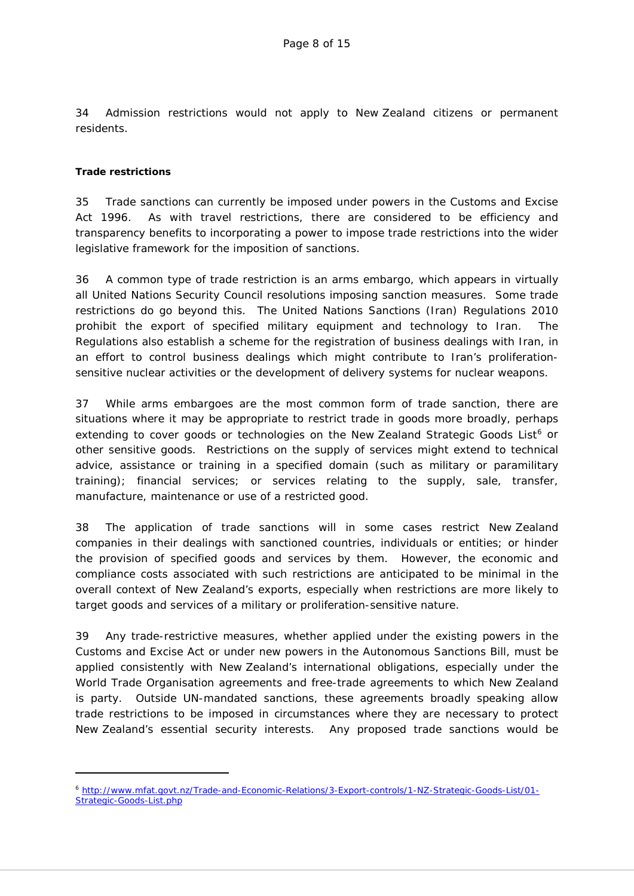34 Admission restrictions would not apply to New Zealand citizens or permanent residents.

**Trade restrictions**

35 Trade sanctions can currently be imposed under powers in the Customs and Excise Act 1996. As with travel restrictions, there are considered to be efficiency and transparency benefits to incorporating a power to impose trade restrictions into the wider legislative framework for the imposition of sanctions.

36 A common type of trade restriction is an arms embargo, which appears in virtually all United Nations Security Council resolutions imposing sanction measures. Some trade restrictions do go beyond this. The United Nations Sanctions (Iran) Regulations 2010 prohibit the export of specified military equipment and technology to Iran. The Regulations also establish a scheme for the registration of business dealings with Iran, in an effort to control business dealings which might contribute to Iran's proliferation-sensitive nuclear activities or the development of delivery systems for nuclear weapons.

37 While arms embargoes are the most common form of trade sanction, there are situations where it may be appropriate to restrict trade in goods more broadly, perhaps extending to cover goods or technologies on the New Zealand Strategic Goods List[6] or other sensitive goods. Restrictions on the supply of services might extend to technical advice, assistance or training in a specified domain (such as military or paramilitary training); financial services; or services relating to the supply, sale, transfer, manufacture, maintenance or use of a restricted good.

38 The application of trade sanctions will in some cases restrict New Zealand companies in their dealings with sanctioned countries, individuals or entities; or hinder the provision of specified goods and services by them. However, the economic and compliance costs associated with such restrictions are anticipated to be minimal in the overall context of New Zealand's exports, especially when restrictions are more likely to target goods and services of a military or proliferation-sensitive nature.

39 Any trade-restrictive measures, whether applied under the existing powers in the Customs and Excise Act or under new powers in the Autonomous Sanctions Bill, must be applied consistently with New Zealand's international obligations, especially under the World Trade Organisation agreements and free-trade agreements to which New Zealand is party. Outside UN-mandated sanctions, these agreements broadly speaking allow trade restrictions to be imposed in circumstances where they are necessary to protect New Zealand's essential security interests. Any proposed trade sanctions would be

---

[6] http://www.mfat.govt.nz/Trade-and-Economic-Relations/3-Export-controls/1-NZ-Strategic-Goods-List/01-Strategic-Goods-List.php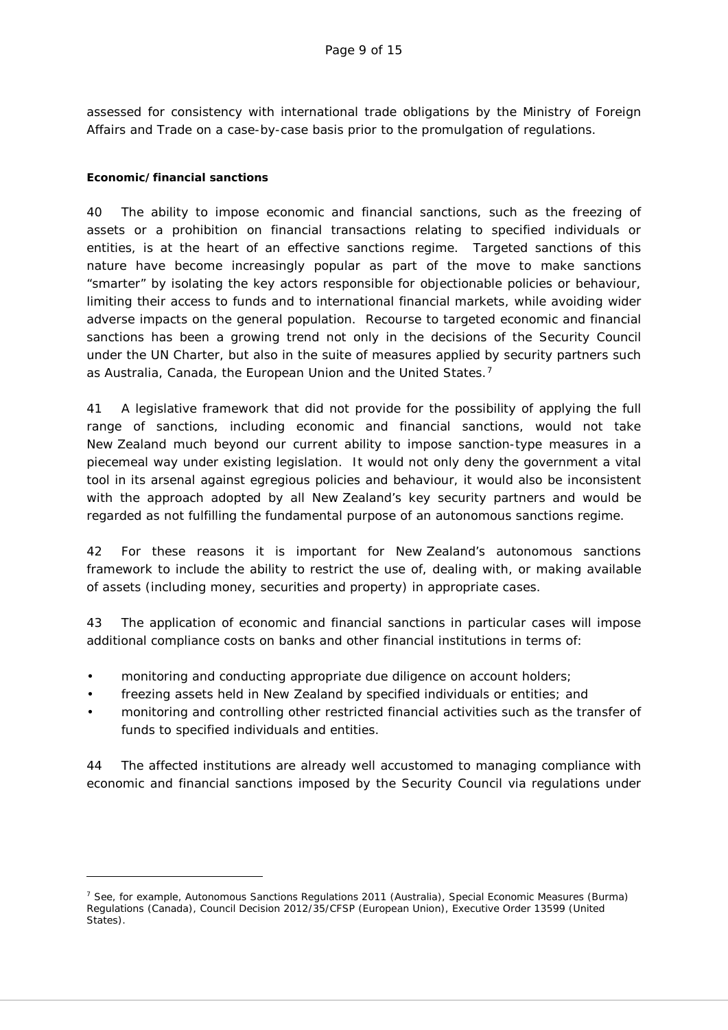assessed for consistency with international trade obligations by the Ministry of Foreign Affairs and Trade on a case-by-case basis prior to the promulgation of regulations.

**Economic/financial sanctions**

40 The ability to impose economic and financial sanctions, such as the freezing of assets or a prohibition on financial transactions relating to specified individuals or entities, is at the heart of an effective sanctions regime. Targeted sanctions of this nature have become increasingly popular as part of the move to make sanctions "smarter" by isolating the key actors responsible for objectionable policies or behaviour, limiting their access to funds and to international financial markets, while avoiding wider adverse impacts on the general population. Recourse to targeted economic and financial sanctions has been a growing trend not only in the decisions of the Security Council under the UN Charter, but also in the suite of measures applied by security partners such as Australia, Canada, the European Union and the United States.[7]

41 A legislative framework that did not provide for the possibility of applying the full range of sanctions, including economic and financial sanctions, would not take New Zealand much beyond our current ability to impose sanction-type measures in a piecemeal way under existing legislation. It would not only deny the government a vital tool in its arsenal against egregious policies and behaviour, it would also be inconsistent with the approach adopted by all New Zealand's key security partners and would be regarded as not fulfilling the fundamental purpose of an autonomous sanctions regime.

42 For these reasons it is important for New Zealand's autonomous sanctions framework to include the ability to restrict the use of, dealing with, or making available of assets (including money, securities and property) in appropriate cases.

43 The application of economic and financial sanctions in particular cases will impose additional compliance costs on banks and other financial institutions in terms of:

- monitoring and conducting appropriate due diligence on account holders;
- freezing assets held in New Zealand by specified individuals or entities; and
- monitoring and controlling other restricted financial activities such as the transfer of funds to specified individuals and entities.

44 The affected institutions are already well accustomed to managing compliance with economic and financial sanctions imposed by the Security Council via regulations under

---

[7] See, for example, Autonomous Sanctions Regulations 2011 (Australia), Special Economic Measures (Burma) Regulations (Canada), Council Decision 2012/35/CFSP (European Union), Executive Order 13599 (United States).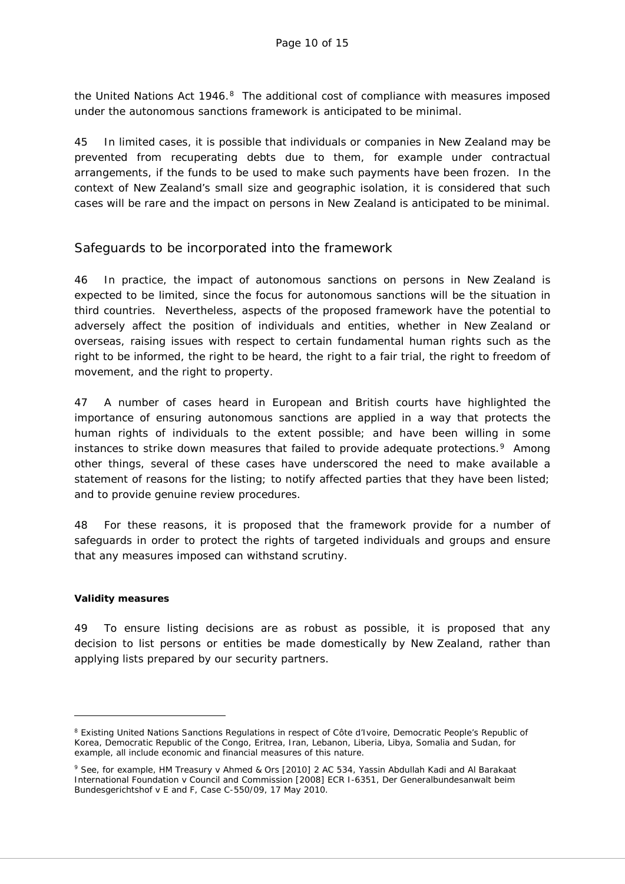the United Nations Act 1946.[8] The additional cost of compliance with measures imposed under the autonomous sanctions framework is anticipated to be minimal.

45 In limited cases, it is possible that individuals or companies in New Zealand may be prevented from recuperating debts due to them, for example under contractual arrangements, if the funds to be used to make such payments have been frozen. In the context of New Zealand's small size and geographic isolation, it is considered that such cases will be rare and the impact on persons in New Zealand is anticipated to be minimal.

## Safeguards to be incorporated into the framework

46 In practice, the impact of autonomous sanctions on persons in New Zealand is expected to be limited, since the focus for autonomous sanctions will be the situation in third countries. Nevertheless, aspects of the proposed framework have the potential to adversely affect the position of individuals and entities, whether in New Zealand or overseas, raising issues with respect to certain fundamental human rights such as the right to be informed, the right to be heard, the right to a fair trial, the right to freedom of movement, and the right to property.

47 A number of cases heard in European and British courts have highlighted the importance of ensuring autonomous sanctions are applied in a way that protects the human rights of individuals to the extent possible; and have been willing in some instances to strike down measures that failed to provide adequate protections.[9] Among other things, several of these cases have underscored the need to make available a statement of reasons for the listing; to notify affected parties that they have been listed; and to provide genuine review procedures.

48 For these reasons, it is proposed that the framework provide for a number of safeguards in order to protect the rights of targeted individuals and groups and ensure that any measures imposed can withstand scrutiny.

**Validity measures**

49 To ensure listing decisions are as robust as possible, it is proposed that any decision to list persons or entities be made domestically by New Zealand, rather than applying lists prepared by our security partners.

---

[8] Existing United Nations Sanctions Regulations in respect of Côte d'Ivoire, Democratic People's Republic of Korea, Democratic Republic of the Congo, Eritrea, Iran, Lebanon, Liberia, Libya, Somalia and Sudan, for example, all include economic and financial measures of this nature.

[9] See, for example, HM Treasury v Ahmed & Ors [2010] 2 AC 534, Yassin Abdullah Kadi and Al Barakaat International Foundation v Council and Commission [2008] ECR I-6351, Der Generalbundesanwalt beim Bundesgerichtshof v E and F, Case C-550/09, 17 May 2010.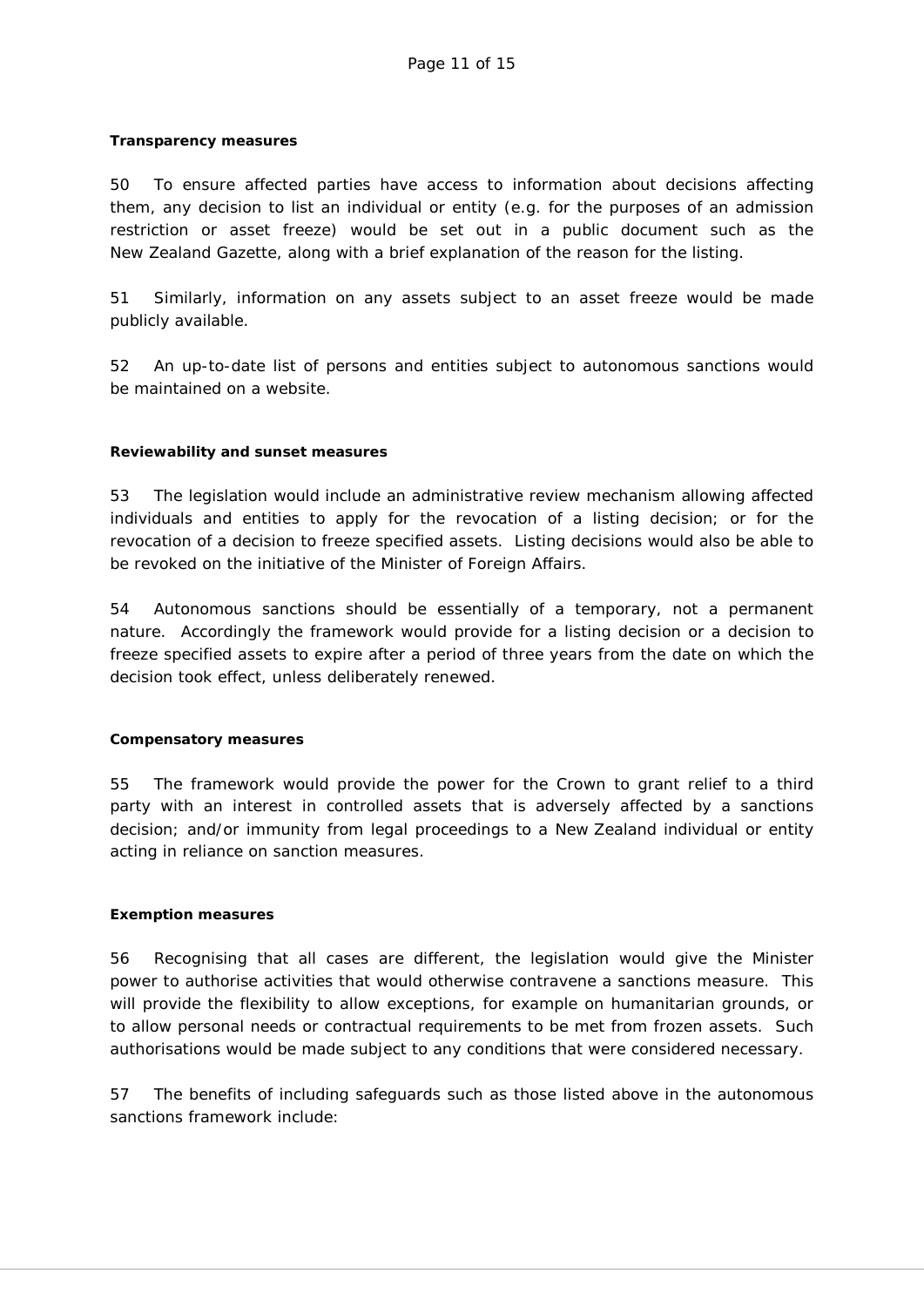**Transparency measures**

50 To ensure affected parties have access to information about decisions affecting them, any decision to list an individual or entity (e.g. for the purposes of an admission restriction or asset freeze) would be set out in a public document such as the New Zealand Gazette, along with a brief explanation of the reason for the listing.

51 Similarly, information on any assets subject to an asset freeze would be made publicly available.

52 An up-to-date list of persons and entities subject to autonomous sanctions would be maintained on a website.

**Reviewability and sunset measures**

53 The legislation would include an administrative review mechanism allowing affected individuals and entities to apply for the revocation of a listing decision; or for the revocation of a decision to freeze specified assets. Listing decisions would also be able to be revoked on the initiative of the Minister of Foreign Affairs.

54 Autonomous sanctions should be essentially of a temporary, not a permanent nature. Accordingly the framework would provide for a listing decision or a decision to freeze specified assets to expire after a period of three years from the date on which the decision took effect, unless deliberately renewed.

**Compensatory measures**

55 The framework would provide the power for the Crown to grant relief to a third party with an interest in controlled assets that is adversely affected by a sanctions decision; and/or immunity from legal proceedings to a New Zealand individual or entity acting in reliance on sanction measures.

**Exemption measures**

56 Recognising that all cases are different, the legislation would give the Minister power to authorise activities that would otherwise contravene a sanctions measure. This will provide the flexibility to allow exceptions, for example on humanitarian grounds, or to allow personal needs or contractual requirements to be met from frozen assets. Such authorisations would be made subject to any conditions that were considered necessary.

57 The benefits of including safeguards such as those listed above in the autonomous sanctions framework include: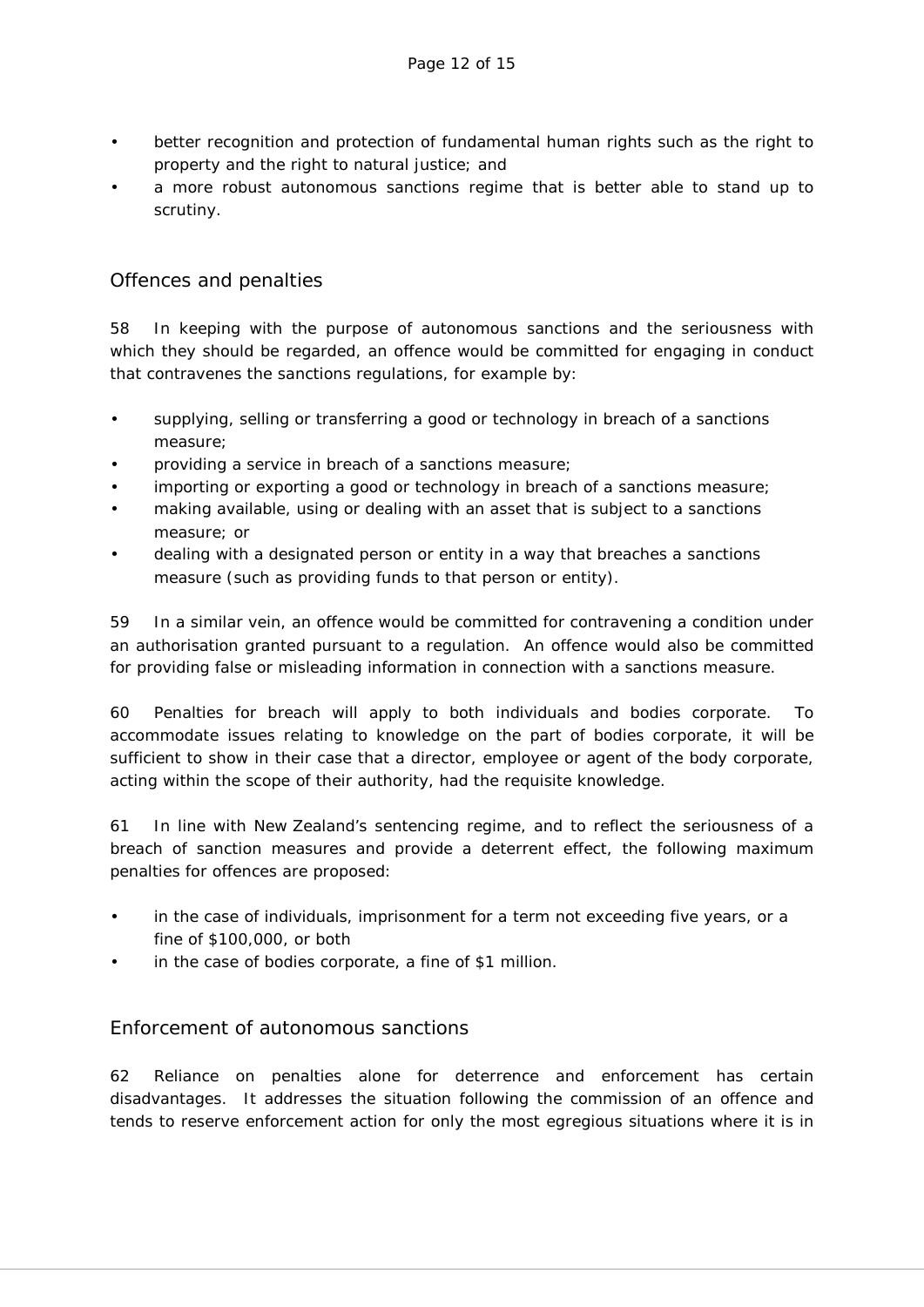- better recognition and protection of fundamental human rights such as the right to property and the right to natural justice; and
- a more robust autonomous sanctions regime that is better able to stand up to scrutiny.

## Offences and penalties

58 In keeping with the purpose of autonomous sanctions and the seriousness with which they should be regarded, an offence would be committed for engaging in conduct that contravenes the sanctions regulations, for example by:

- supplying, selling or transferring a good or technology in breach of a sanctions measure;
- providing a service in breach of a sanctions measure;
- importing or exporting a good or technology in breach of a sanctions measure;
- making available, using or dealing with an asset that is subject to a sanctions measure; or
- dealing with a designated person or entity in a way that breaches a sanctions measure (such as providing funds to that person or entity).

59 In a similar vein, an offence would be committed for contravening a condition under an authorisation granted pursuant to a regulation. An offence would also be committed for providing false or misleading information in connection with a sanctions measure.

60 Penalties for breach will apply to both individuals and bodies corporate. To accommodate issues relating to knowledge on the part of bodies corporate, it will be sufficient to show in their case that a director, employee or agent of the body corporate, acting within the scope of their authority, had the requisite knowledge.

61 In line with New Zealand's sentencing regime, and to reflect the seriousness of a breach of sanction measures and provide a deterrent effect, the following maximum penalties for offences are proposed:

- in the case of individuals, imprisonment for a term not exceeding five years, or a fine of $100,000, or both
- in the case of bodies corporate, a fine of $1 million.

## Enforcement of autonomous sanctions

62 Reliance on penalties alone for deterrence and enforcement has certain disadvantages. It addresses the situation following the commission of an offence and tends to reserve enforcement action for only the most egregious situations where it is in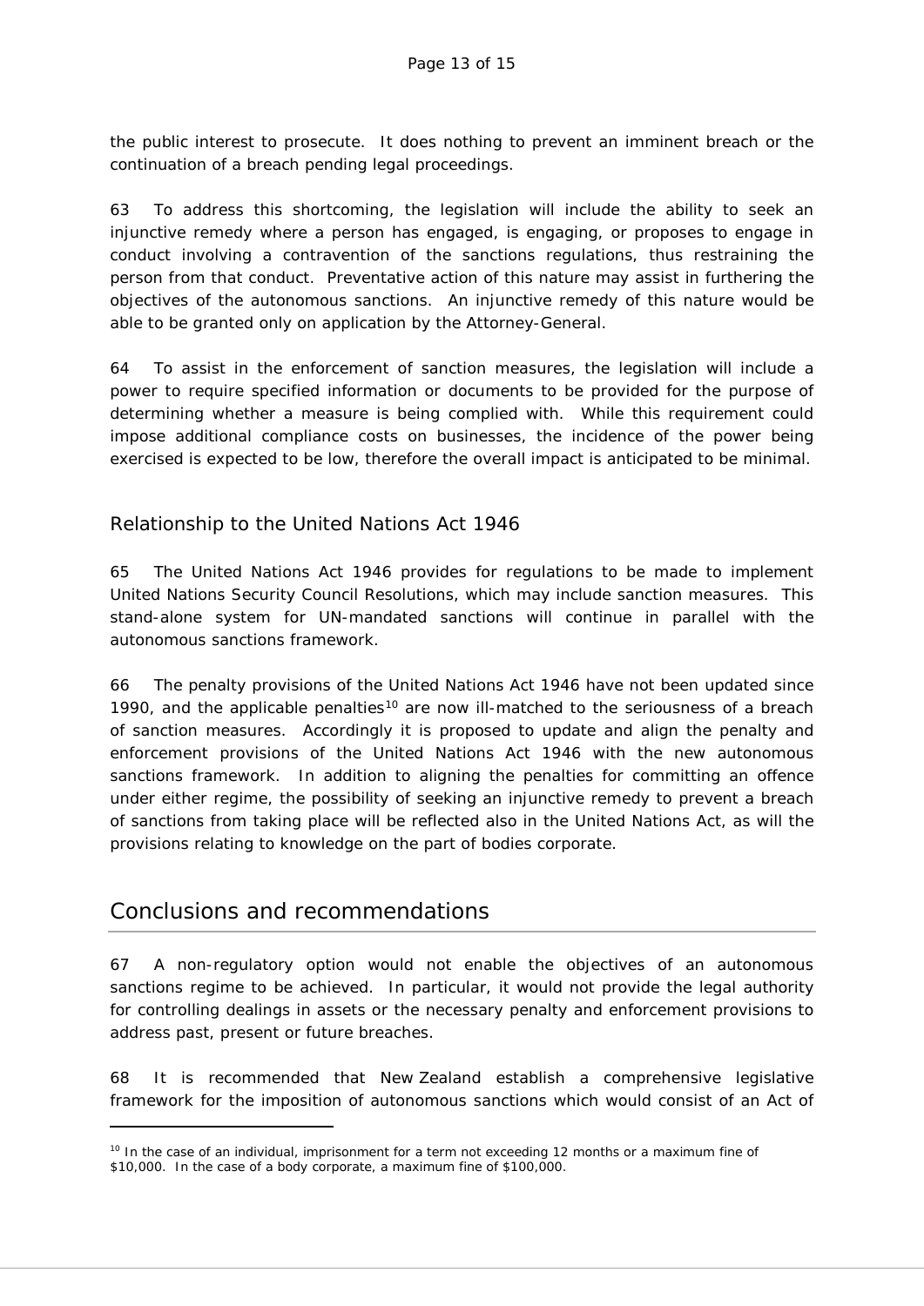the public interest to prosecute. It does nothing to prevent an imminent breach or the continuation of a breach pending legal proceedings.

63 To address this shortcoming, the legislation will include the ability to seek an injunctive remedy where a person has engaged, is engaging, or proposes to engage in conduct involving a contravention of the sanctions regulations, thus restraining the person from that conduct. Preventative action of this nature may assist in furthering the objectives of the autonomous sanctions. An injunctive remedy of this nature would be able to be granted only on application by the Attorney-General.

64 To assist in the enforcement of sanction measures, the legislation will include a power to require specified information or documents to be provided for the purpose of determining whether a measure is being complied with. While this requirement could impose additional compliance costs on businesses, the incidence of the power being exercised is expected to be low, therefore the overall impact is anticipated to be minimal.

### Relationship to the United Nations Act 1946

65 The United Nations Act 1946 provides for regulations to be made to implement United Nations Security Council Resolutions, which may include sanction measures. This stand-alone system for UN-mandated sanctions will continue in parallel with the autonomous sanctions framework.

66 The penalty provisions of the United Nations Act 1946 have not been updated since 1990, and the applicable penalties[10] are now ill-matched to the seriousness of a breach of sanction measures. Accordingly it is proposed to update and align the penalty and enforcement provisions of the United Nations Act 1946 with the new autonomous sanctions framework. In addition to aligning the penalties for committing an offence under either regime, the possibility of seeking an injunctive remedy to prevent a breach of sanctions from taking place will be reflected also in the United Nations Act, as will the provisions relating to knowledge on the part of bodies corporate.

## Conclusions and recommendations

67 A non-regulatory option would not enable the objectives of an autonomous sanctions regime to be achieved. In particular, it would not provide the legal authority for controlling dealings in assets or the necessary penalty and enforcement provisions to address past, present or future breaches.

68 It is recommended that New Zealand establish a comprehensive legislative framework for the imposition of autonomous sanctions which would consist of an Act of

---

[10] In the case of an individual, imprisonment for a term not exceeding 12 months or a maximum fine of $10,000. In the case of a body corporate, a maximum fine of $100,000.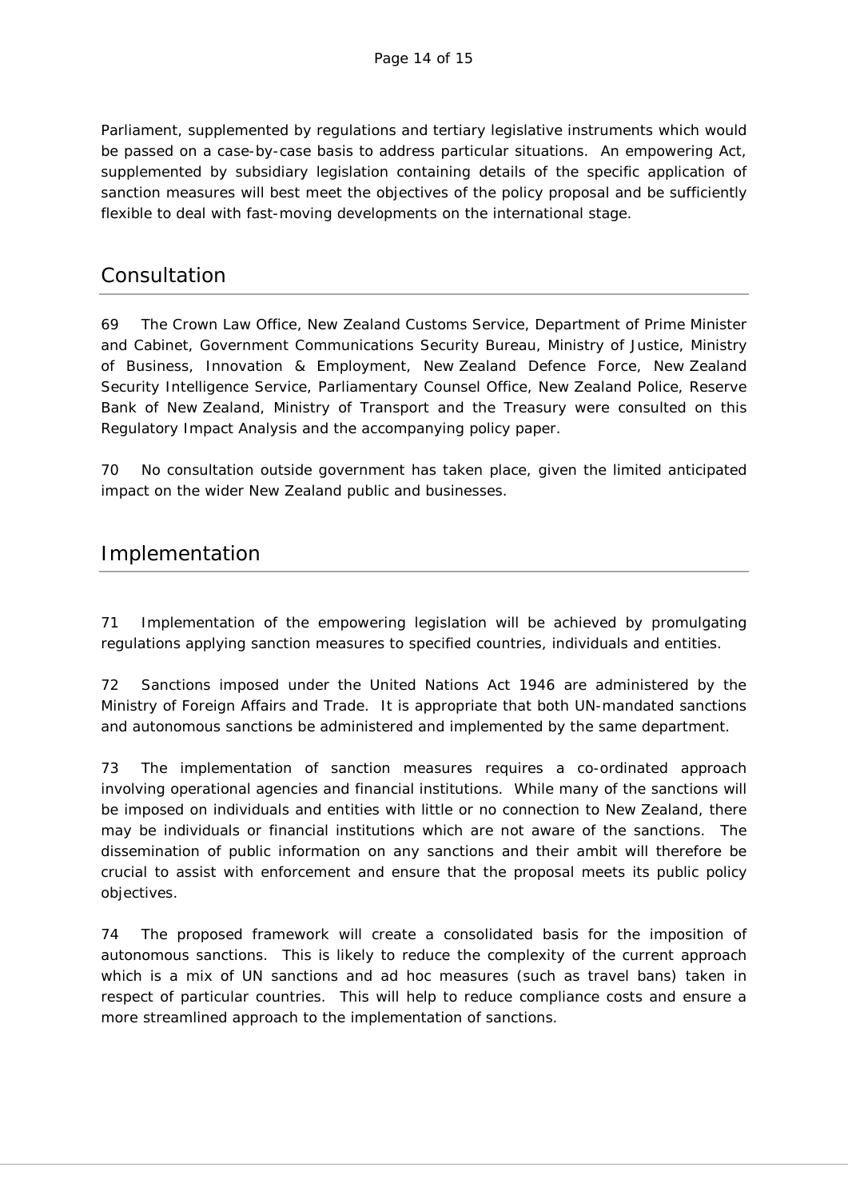Parliament, supplemented by regulations and tertiary legislative instruments which would be passed on a case-by-case basis to address particular situations. An empowering Act, supplemented by subsidiary legislation containing details of the specific application of sanction measures will best meet the objectives of the policy proposal and be sufficiently flexible to deal with fast-moving developments on the international stage.

## Consultation

69 The Crown Law Office, New Zealand Customs Service, Department of Prime Minister and Cabinet, Government Communications Security Bureau, Ministry of Justice, Ministry of Business, Innovation & Employment, New Zealand Defence Force, New Zealand Security Intelligence Service, Parliamentary Counsel Office, New Zealand Police, Reserve Bank of New Zealand, Ministry of Transport and the Treasury were consulted on this Regulatory Impact Analysis and the accompanying policy paper.

70 No consultation outside government has taken place, given the limited anticipated impact on the wider New Zealand public and businesses.

## Implementation

71 Implementation of the empowering legislation will be achieved by promulgating regulations applying sanction measures to specified countries, individuals and entities.

72 Sanctions imposed under the United Nations Act 1946 are administered by the Ministry of Foreign Affairs and Trade. It is appropriate that both UN-mandated sanctions and autonomous sanctions be administered and implemented by the same department.

73 The implementation of sanction measures requires a co-ordinated approach involving operational agencies and financial institutions. While many of the sanctions will be imposed on individuals and entities with little or no connection to New Zealand, there may be individuals or financial institutions which are not aware of the sanctions. The dissemination of public information on any sanctions and their ambit will therefore be crucial to assist with enforcement and ensure that the proposal meets its public policy objectives.

74 The proposed framework will create a consolidated basis for the imposition of autonomous sanctions. This is likely to reduce the complexity of the current approach which is a mix of UN sanctions and ad hoc measures (such as travel bans) taken in respect of particular countries. This will help to reduce compliance costs and ensure a more streamlined approach to the implementation of sanctions.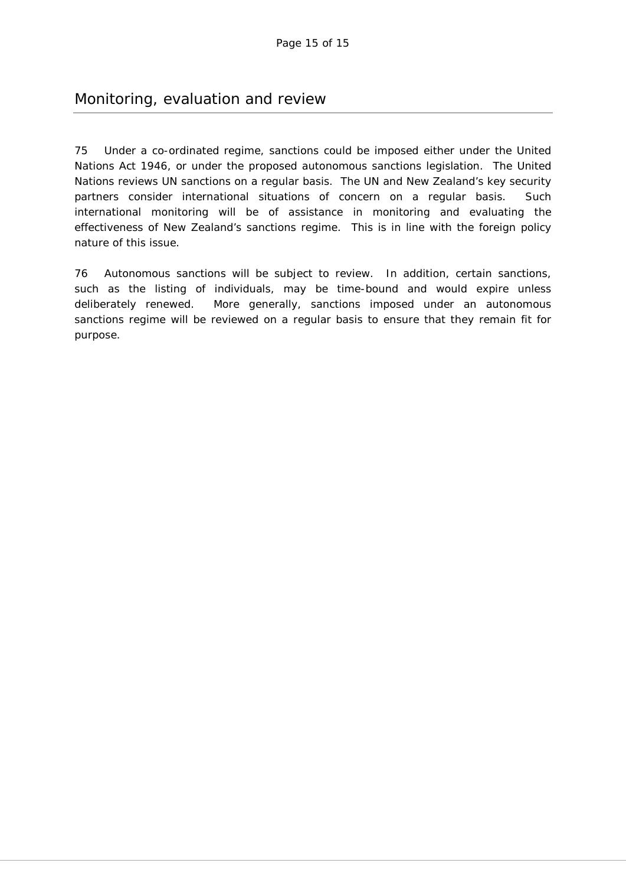## Monitoring, evaluation and review

75 Under a co-ordinated regime, sanctions could be imposed either under the United Nations Act 1946, or under the proposed autonomous sanctions legislation. The United Nations reviews UN sanctions on a regular basis. The UN and New Zealand's key security partners consider international situations of concern on a regular basis. Such international monitoring will be of assistance in monitoring and evaluating the effectiveness of New Zealand's sanctions regime. This is in line with the foreign policy nature of this issue.

76 Autonomous sanctions will be subject to review. In addition, certain sanctions, such as the listing of individuals, may be time-bound and would expire unless deliberately renewed. More generally, sanctions imposed under an autonomous sanctions regime will be reviewed on a regular basis to ensure that they remain fit for purpose.